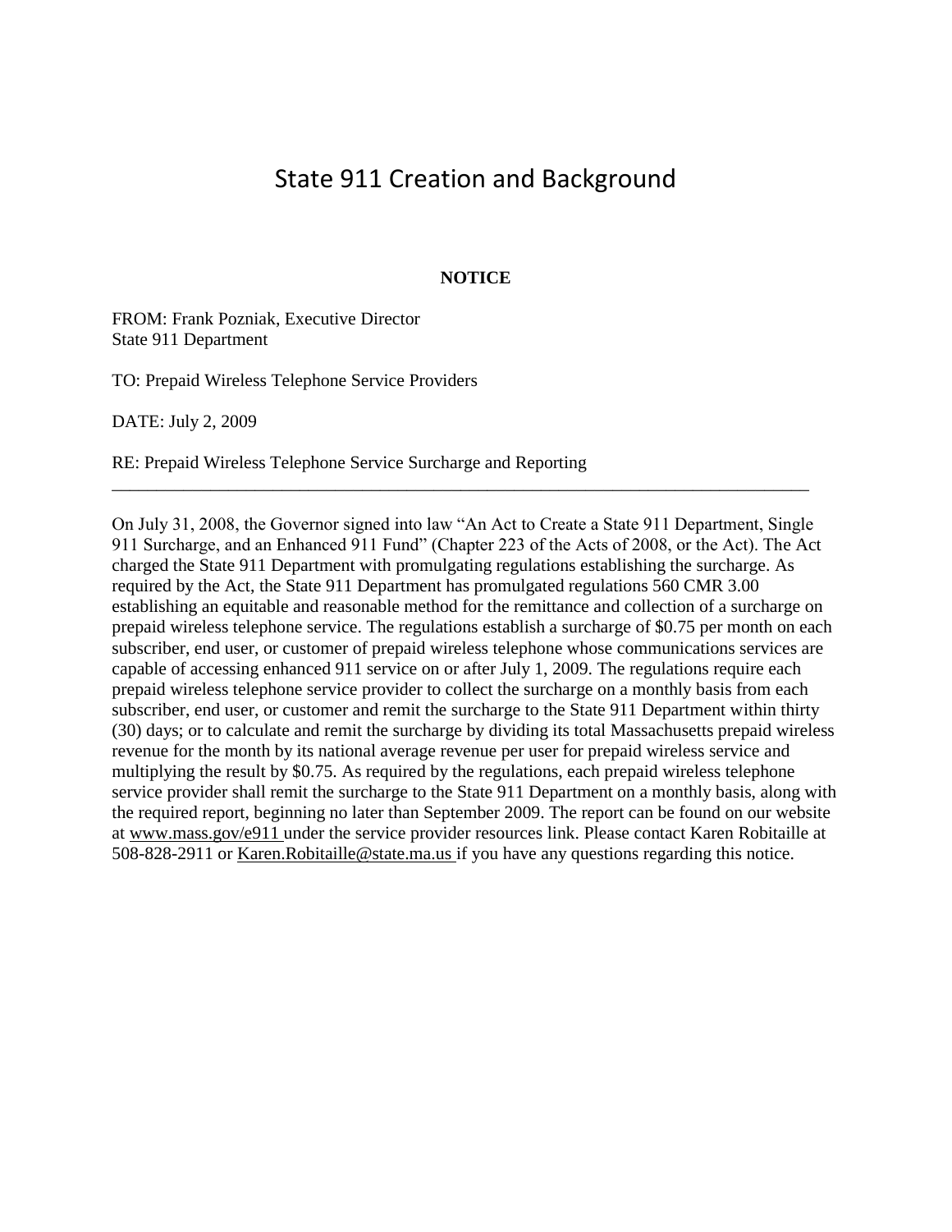# State 911 Creation and Background

**NOTICE**

FROM: Frank Pozniak, Executive Director
State 911 Department

TO: Prepaid Wireless Telephone Service Providers

DATE: July 2, 2009

RE: Prepaid Wireless Telephone Service Surcharge and Reporting

---

On July 31, 2008, the Governor signed into law "An Act to Create a State 911 Department, Single 911 Surcharge, and an Enhanced 911 Fund" (Chapter 223 of the Acts of 2008, or the Act). The Act charged the State 911 Department with promulgating regulations establishing the surcharge. As required by the Act, the State 911 Department has promulgated regulations 560 CMR 3.00 establishing an equitable and reasonable method for the remittance and collection of a surcharge on prepaid wireless telephone service. The regulations establish a surcharge of $0.75 per month on each subscriber, end user, or customer of prepaid wireless telephone whose communications services are capable of accessing enhanced 911 service on or after July 1, 2009. The regulations require each prepaid wireless telephone service provider to collect the surcharge on a monthly basis from each subscriber, end user, or customer and remit the surcharge to the State 911 Department within thirty (30) days; or to calculate and remit the surcharge by dividing its total Massachusetts prepaid wireless revenue for the month by its national average revenue per user for prepaid wireless service and multiplying the result by $0.75. As required by the regulations, each prepaid wireless telephone service provider shall remit the surcharge to the State 911 Department on a monthly basis, along with the required report, beginning no later than September 2009. The report can be found on our website at www.mass.gov/e911 under the service provider resources link. Please contact Karen Robitaille at 508-828-2911 or Karen.Robitaille@state.ma.us if you have any questions regarding this notice.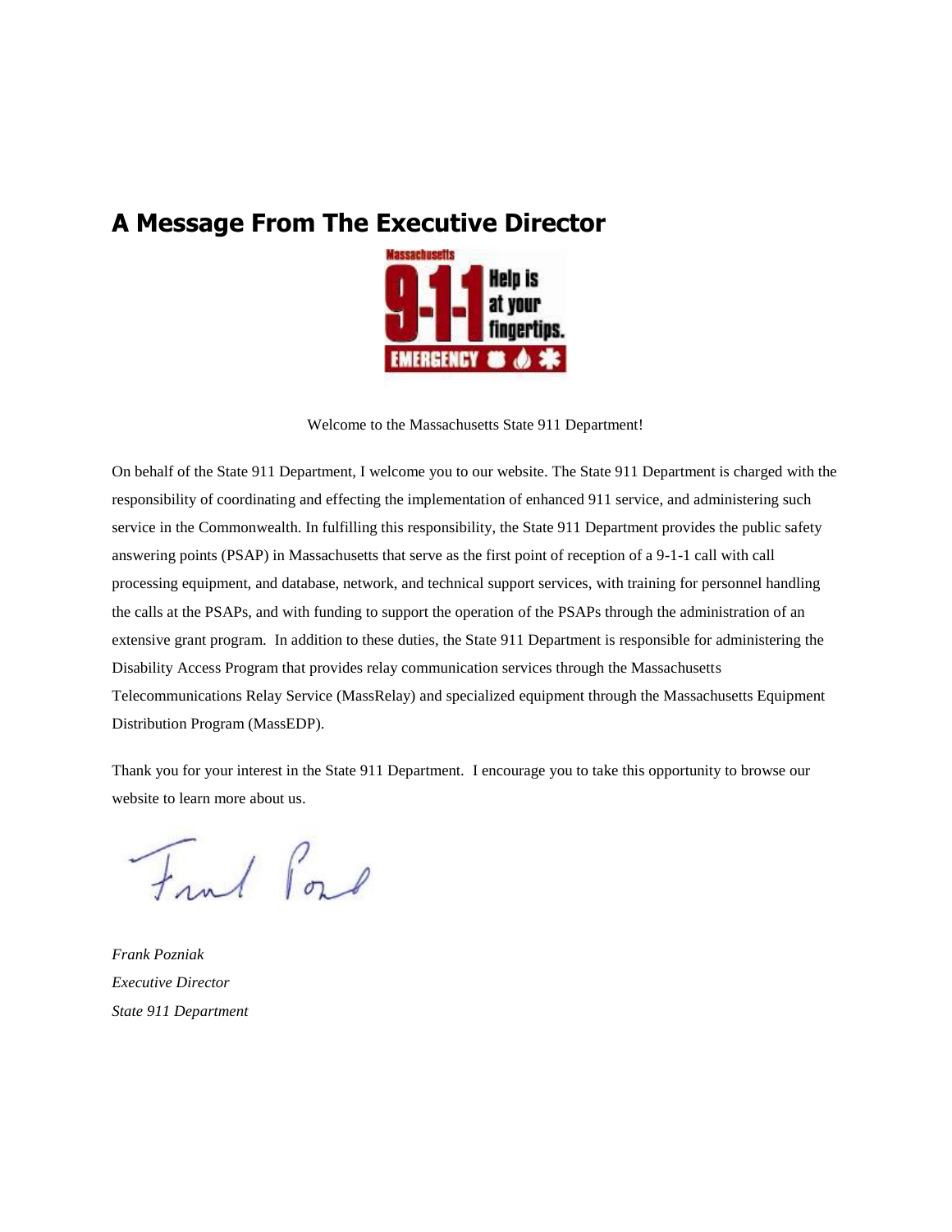# A Message From The Executive Director

Welcome to the Massachusetts State 911 Department!

On behalf of the State 911 Department, I welcome you to our website. The State 911 Department is charged with the responsibility of coordinating and effecting the implementation of enhanced 911 service, and administering such service in the Commonwealth. In fulfilling this responsibility, the State 911 Department provides the public safety answering points (PSAP) in Massachusetts that serve as the first point of reception of a 9-1-1 call with call processing equipment, and database, network, and technical support services, with training for personnel handling the calls at the PSAPs, and with funding to support the operation of the PSAPs through the administration of an extensive grant program. In addition to these duties, the State 911 Department is responsible for administering the Disability Access Program that provides relay communication services through the Massachusetts Telecommunications Relay Service (MassRelay) and specialized equipment through the Massachusetts Equipment Distribution Program (MassEDP).

Thank you for your interest in the State 911 Department. I encourage you to take this opportunity to browse our website to learn more about us.

*Frank Pozniak*
*Executive Director*
*State 911 Department*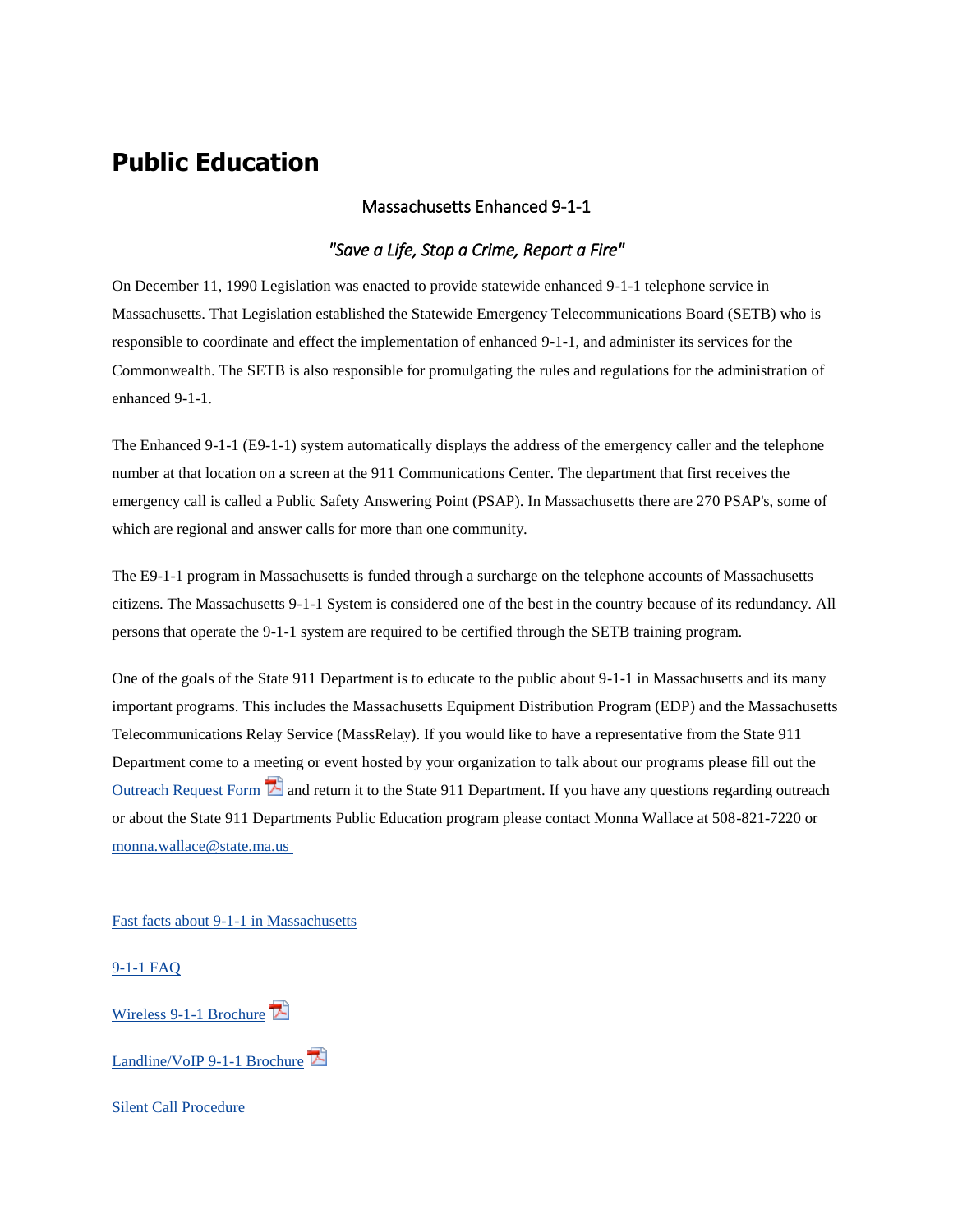# Public Education

Massachusetts Enhanced 9-1-1

*"Save a Life, Stop a Crime, Report a Fire"*

On December 11, 1990 Legislation was enacted to provide statewide enhanced 9-1-1 telephone service in Massachusetts. That Legislation established the Statewide Emergency Telecommunications Board (SETB) who is responsible to coordinate and effect the implementation of enhanced 9-1-1, and administer its services for the Commonwealth. The SETB is also responsible for promulgating the rules and regulations for the administration of enhanced 9-1-1.

The Enhanced 9-1-1 (E9-1-1) system automatically displays the address of the emergency caller and the telephone number at that location on a screen at the 911 Communications Center. The department that first receives the emergency call is called a Public Safety Answering Point (PSAP). In Massachusetts there are 270 PSAP's, some of which are regional and answer calls for more than one community.

The E9-1-1 program in Massachusetts is funded through a surcharge on the telephone accounts of Massachusetts citizens. The Massachusetts 9-1-1 System is considered one of the best in the country because of its redundancy. All persons that operate the 9-1-1 system are required to be certified through the SETB training program.

One of the goals of the State 911 Department is to educate to the public about 9-1-1 in Massachusetts and its many important programs. This includes the Massachusetts Equipment Distribution Program (EDP) and the Massachusetts Telecommunications Relay Service (MassRelay). If you would like to have a representative from the State 911 Department come to a meeting or event hosted by your organization to talk about our programs please fill out the Outreach Request Form and return it to the State 911 Department. If you have any questions regarding outreach or about the State 911 Departments Public Education program please contact Monna Wallace at 508-821-7220 or monna.wallace@state.ma.us

Fast facts about 9-1-1 in Massachusetts

9-1-1 FAQ

Wireless 9-1-1 Brochure

Landline/VoIP 9-1-1 Brochure

Silent Call Procedure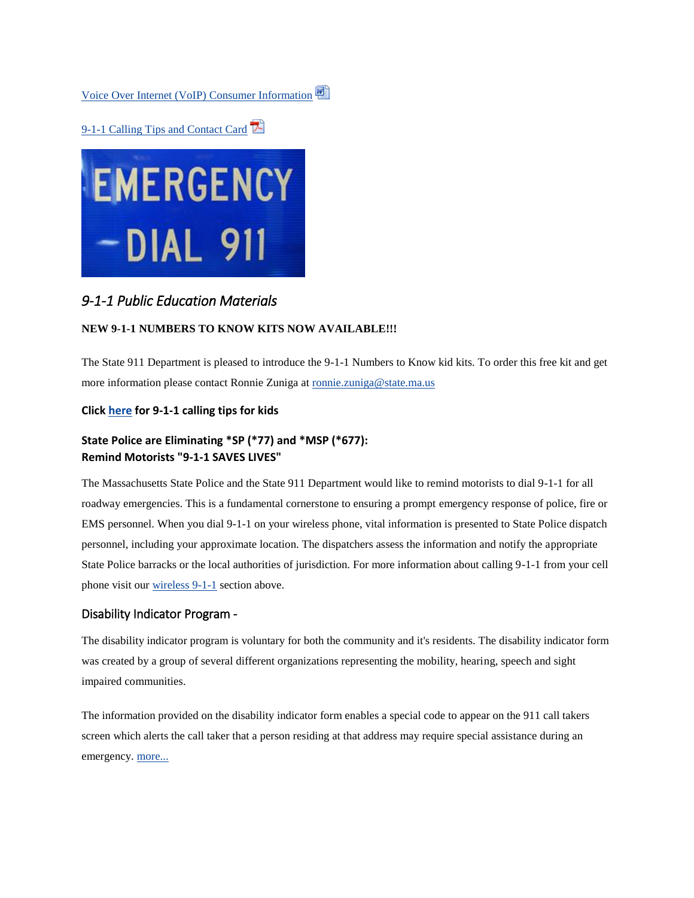Voice Over Internet (VoIP) Consumer Information

9-1-1 Calling Tips and Contact Card

## *9-1-1 Public Education Materials*

**NEW 9-1-1 NUMBERS TO KNOW KITS NOW AVAILABLE!!!**

The State 911 Department is pleased to introduce the 9-1-1 Numbers to Know kid kits. To order this free kit and get more information please contact Ronnie Zuniga at ronnie.zuniga@state.ma.us

**Click here for 9-1-1 calling tips for kids**

### State Police are Eliminating *SP (*77) and *MSP (*677): Remind Motorists "9-1-1 SAVES LIVES"

The Massachusetts State Police and the State 911 Department would like to remind motorists to dial 9-1-1 for all roadway emergencies. This is a fundamental cornerstone to ensuring a prompt emergency response of police, fire or EMS personnel. When you dial 9-1-1 on your wireless phone, vital information is presented to State Police dispatch personnel, including your approximate location. The dispatchers assess the information and notify the appropriate State Police barracks or the local authorities of jurisdiction. For more information about calling 9-1-1 from your cell phone visit our wireless 9-1-1 section above.

### Disability Indicator Program -

The disability indicator program is voluntary for both the community and it's residents. The disability indicator form was created by a group of several different organizations representing the mobility, hearing, speech and sight impaired communities.

The information provided on the disability indicator form enables a special code to appear on the 911 call takers screen which alerts the call taker that a person residing at that address may require special assistance during an emergency. more...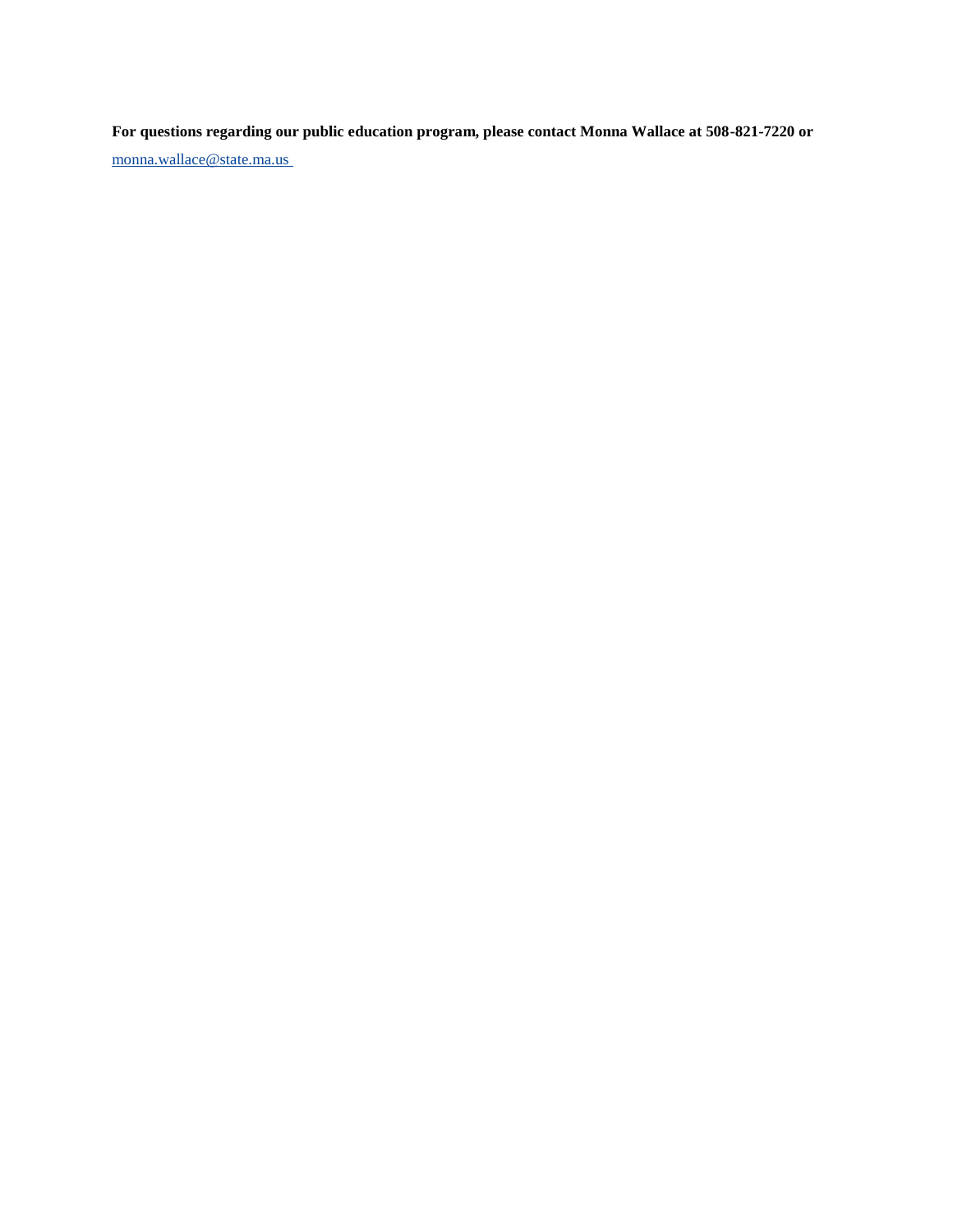**For questions regarding our public education program, please contact Monna Wallace at 508-821-7220 or**

monna.wallace@state.ma.us